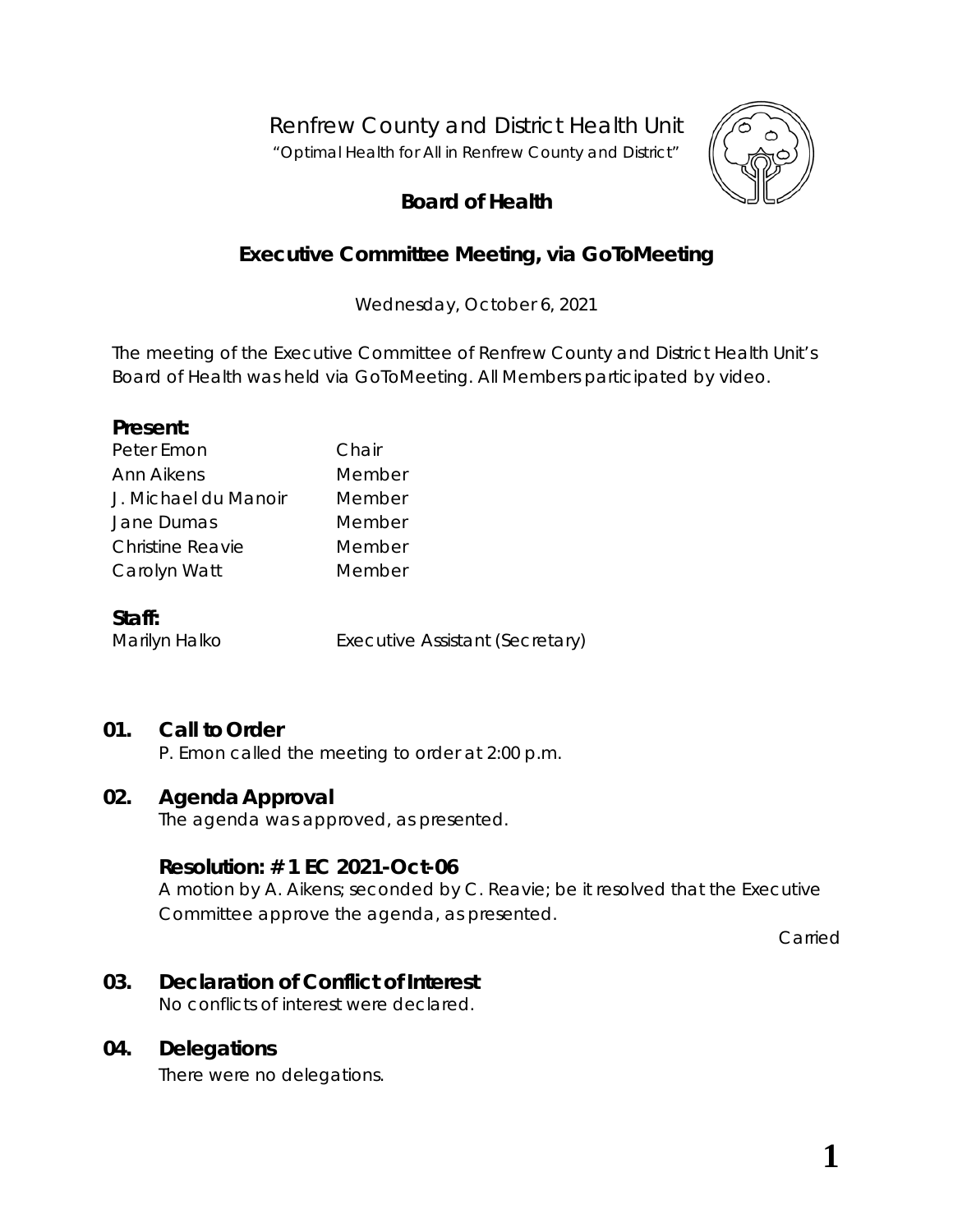# Renfrew County and District Health Unit

"Optimal Health for All in Renfrew County and District"

## Board of Health

## Executive Committee Meeting, via GoToMeeting

Wednesday, October 6, 2021

The meeting of the Executive Committee of Renfrew County and District Health Unit's Board of Health was held via GoToMeeting. All Members participated by video.

**Present:**

| | |
|---|---|
| Peter Emon | Chair |
| Ann Aikens | Member |
| J. Michael du Manoir | Member |
| Jane Dumas | Member |
| Christine Reavie | Member |
| Carolyn Watt | Member |

**Staff:**

| | |
|---|---|
| Marilyn Halko | Executive Assistant (Secretary) |

### 01. Call to Order

P. Emon called the meeting to order at 2:00 p.m.

### 02. Agenda Approval

The agenda was approved, as presented.

**Resolution: # 1 EC 2021-Oct-06**

A motion by A. Aikens; seconded by C. Reavie; be it resolved that the Executive Committee approve the agenda, as presented.

Carried

### 03. Declaration of Conflict of Interest

No conflicts of interest were declared.

### 04. Delegations

There were no delegations.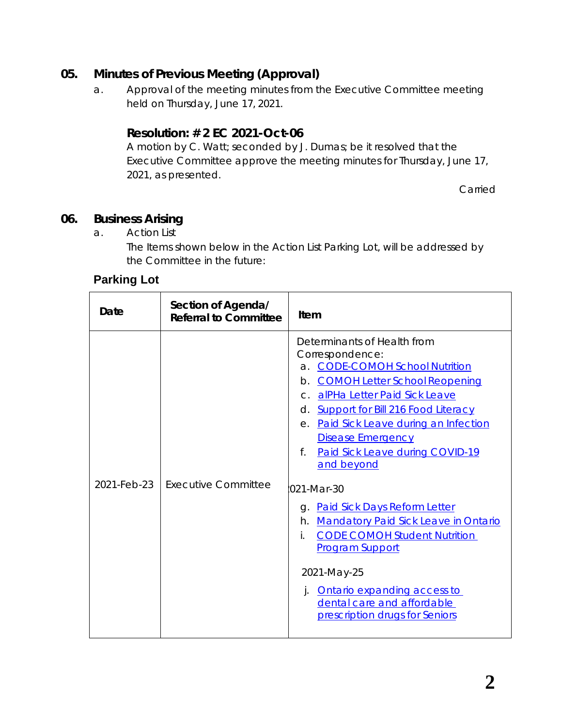## 05. Minutes of Previous Meeting (Approval)

a. Approval of the meeting minutes from the Executive Committee meeting held on Thursday, June 17, 2021.

### Resolution: # 2 EC 2021-Oct-06

A motion by C. Watt; seconded by J. Dumas; be it resolved that the Executive Committee approve the meeting minutes for Thursday, June 17, 2021, as presented.

Carried

## 06. Business Arising

a. Action List

The Items shown below in the Action List Parking Lot, will be addressed by the Committee in the future:

**Parking Lot**

| Date | Section of Agenda/ Referral to Committee | Item |
|---|---|---|
| 2021-Feb-23 | Executive Committee | Determinants of Health from Correspondence:<br>a. CODE-COMOH School Nutrition<br>b. COMOH Letter School Reopening<br>c. alPHa Letter Paid Sick Leave<br>d. Support for Bill 216 Food Literacy<br>e. Paid Sick Leave during an Infection Disease Emergency<br>f. Paid Sick Leave during COVID-19 and beyond<br><br>021-Mar-30<br>g. Paid Sick Days Reform Letter<br>h. Mandatory Paid Sick Leave in Ontario<br>i. CODE COMOH Student Nutrition Program Support<br><br>2021-May-25<br>j. Ontario expanding access to dental care and affordable prescription drugs for Seniors |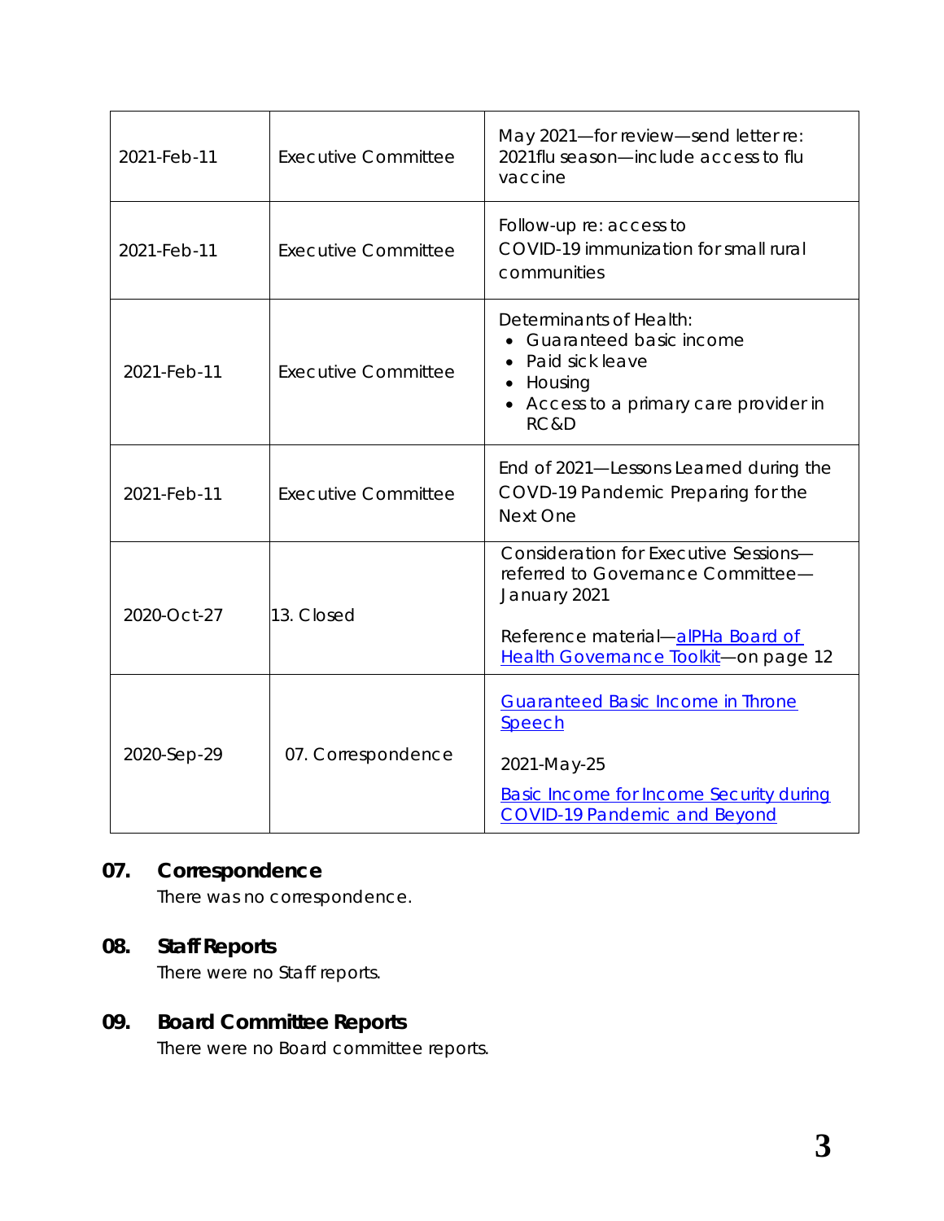| | | |
|---|---|---|
| 2021-Feb-11 | Executive Committee | May 2021—for review—send letter re: 2021flu season—include access to flu vaccine |
| 2021-Feb-11 | Executive Committee | Follow-up re: access to COVID-19 immunization for small rural communities |
| 2021-Feb-11 | Executive Committee | Determinants of Health: <br>• Guaranteed basic income <br>• Paid sick leave <br>• Housing <br>• Access to a primary care provider in RC&D |
| 2021-Feb-11 | Executive Committee | End of 2021—Lessons Learned during the COVD-19 Pandemic Preparing for the Next One |
| 2020-Oct-27 | 13. Closed | Consideration for Executive Sessions—referred to Governance Committee—January 2021 <br><br>Reference material—alPHa Board of Health Governance Toolkit—on page 12 |
| 2020-Sep-29 | 07. Correspondence | Guaranteed Basic Income in Throne Speech <br><br>2021-May-25 <br><br>Basic Income for Income Security during COVID-19 Pandemic and Beyond |

## 07. Correspondence

There was no correspondence.

## 08. Staff Reports

There were no Staff reports.

## 09. Board Committee Reports

There were no Board committee reports.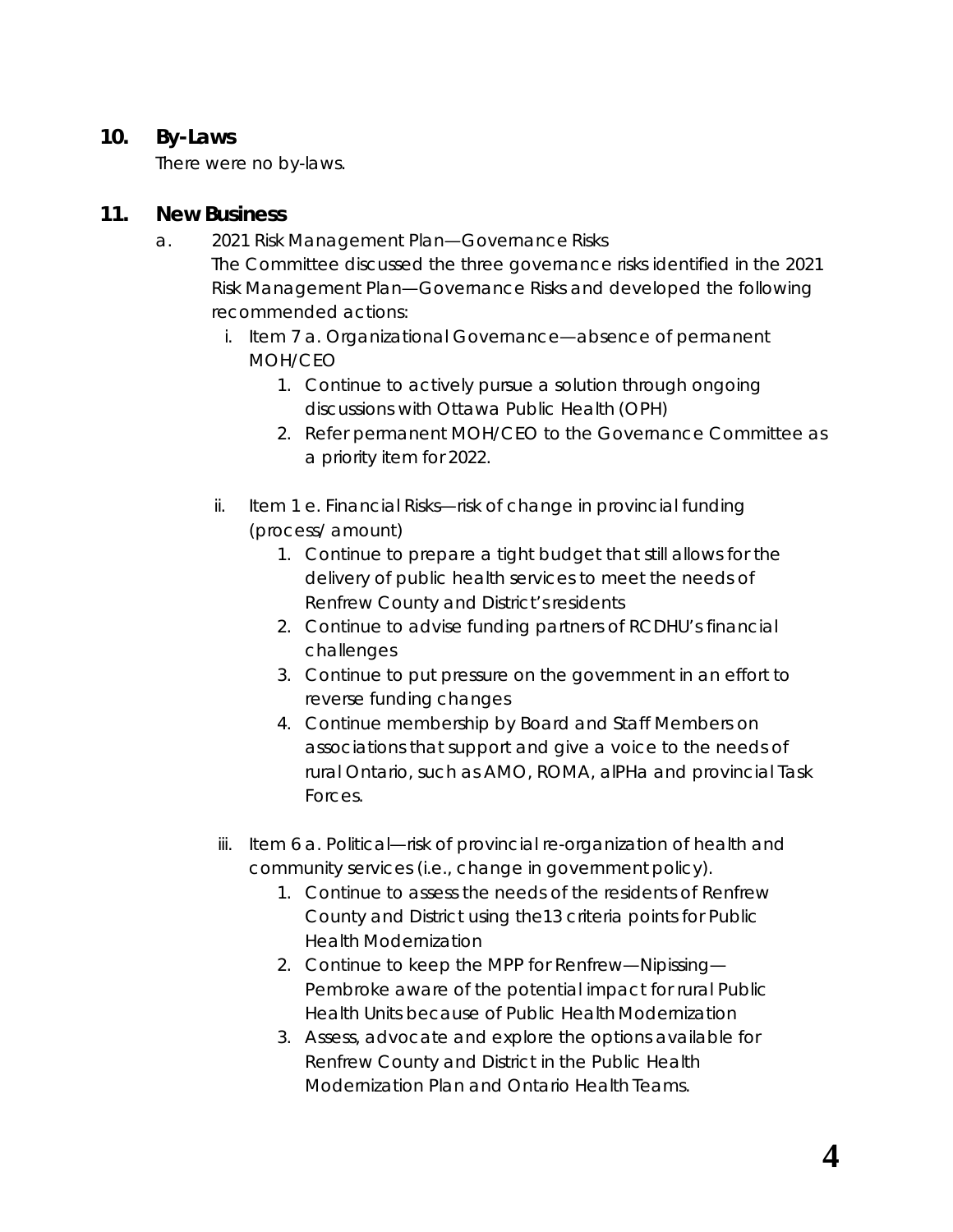## 10. By-Laws

There were no by-laws.

## 11. New Business

a. 2021 Risk Management Plan—Governance Risks

The Committee discussed the three governance risks identified in the 2021 Risk Management Plan—Governance Risks and developed the following recommended actions:

i. Item 7 a. Organizational Governance—absence of permanent MOH/CEO
   1. Continue to actively pursue a solution through ongoing discussions with Ottawa Public Health (OPH)
   2. Refer permanent MOH/CEO to the Governance Committee as a priority item for 2022.

ii. Item 1 e. Financial Risks—risk of change in provincial funding (process/ amount)
   1. Continue to prepare a tight budget that still allows for the delivery of public health services to meet the needs of Renfrew County and District's residents
   2. Continue to advise funding partners of RCDHU's financial challenges
   3. Continue to put pressure on the government in an effort to reverse funding changes
   4. Continue membership by Board and Staff Members on associations that support and give a voice to the needs of rural Ontario, such as AMO, ROMA, alPHa and provincial Task Forces.

iii. Item 6 a. Political—risk of provincial re-organization of health and community services (i.e., change in government policy).
   1. Continue to assess the needs of the residents of Renfrew County and District using the13 criteria points for Public Health Modernization
   2. Continue to keep the MPP for Renfrew—Nipissing—Pembroke aware of the potential impact for rural Public Health Units because of Public Health Modernization
   3. Assess, advocate and explore the options available for Renfrew County and District in the Public Health Modernization Plan and Ontario Health Teams.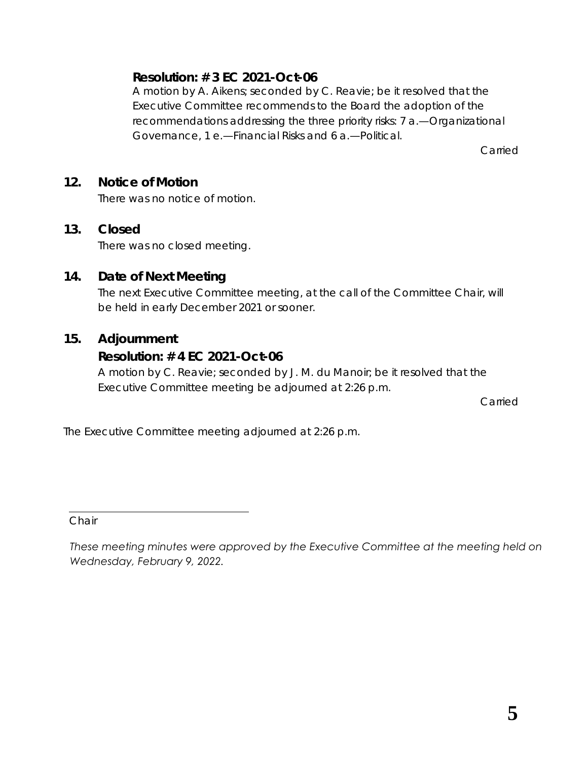**Resolution: # 3 EC 2021-Oct-06**

A motion by A. Aikens; seconded by C. Reavie; be it resolved that the Executive Committee recommends to the Board the adoption of the recommendations addressing the three priority risks: 7 a.—Organizational Governance, 1 e.—Financial Risks and 6 a.—Political.

Carried

## 12. Notice of Motion

There was no notice of motion.

## 13. Closed

There was no closed meeting.

## 14. Date of Next Meeting

The next Executive Committee meeting, at the call of the Committee Chair, will be held in early December 2021 or sooner.

## 15. Adjournment

**Resolution: # 4 EC 2021-Oct-06**

A motion by C. Reavie; seconded by J. M. du Manoir; be it resolved that the Executive Committee meeting be adjourned at 2:26 p.m.

Carried

The Executive Committee meeting adjourned at 2:26 p.m.

\_\_\_\_\_\_\_\_\_\_\_\_\_\_\_\_\_\_\_\_\_\_\_\_\_\_\_\_\_\_\_\_

Chair

*These meeting minutes were approved by the Executive Committee at the meeting held on Wednesday, February 9, 2022.*